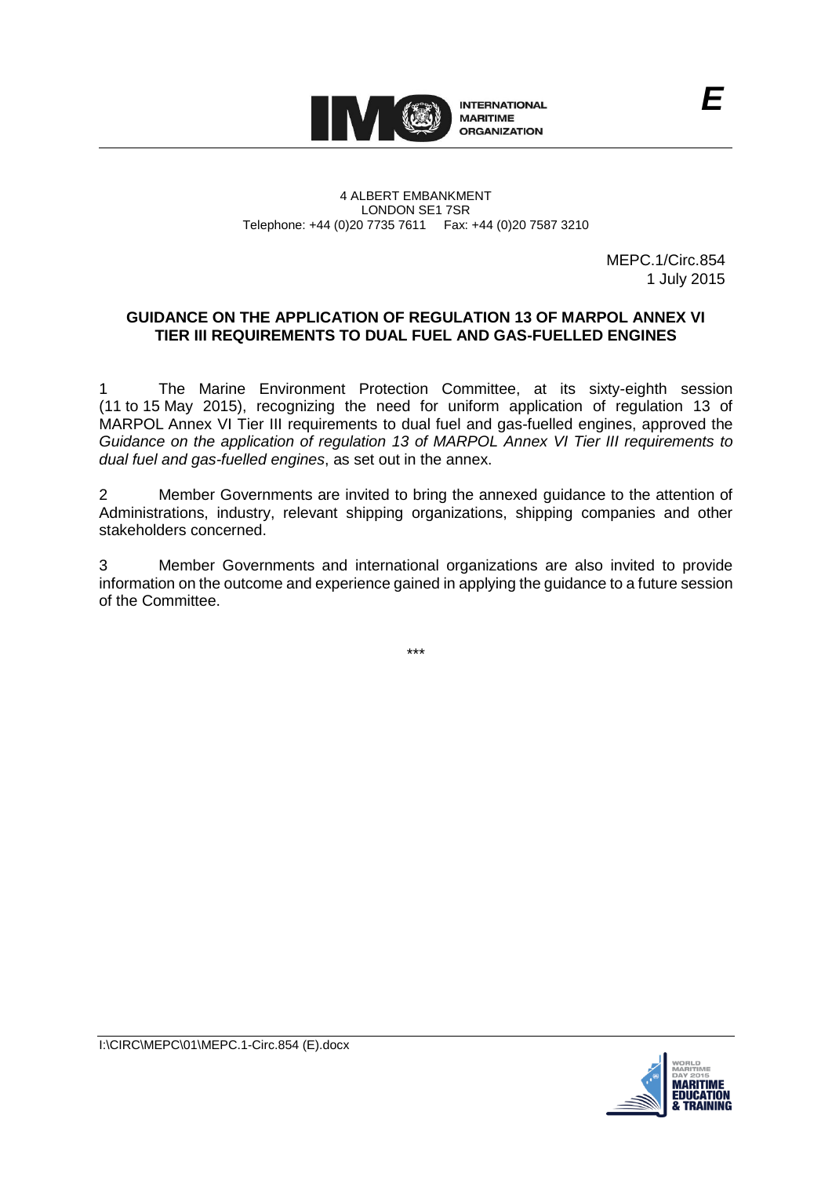INTERNATIONAL MARITIME ORGANIZATION

*E*

4 ALBERT EMBANKMENT
LONDON SE1 7SR
Telephone: +44 (0)20 7735 7611 Fax: +44 (0)20 7587 3210

MEPC.1/Circ.854
1 July 2015

## GUIDANCE ON THE APPLICATION OF REGULATION 13 OF MARPOL ANNEX VI TIER III REQUIREMENTS TO DUAL FUEL AND GAS-FUELLED ENGINES

1 The Marine Environment Protection Committee, at its sixty-eighth session (11 to 15 May 2015), recognizing the need for uniform application of regulation 13 of MARPOL Annex VI Tier III requirements to dual fuel and gas-fuelled engines, approved the *Guidance on the application of regulation 13 of MARPOL Annex VI Tier III requirements to dual fuel and gas-fuelled engines*, as set out in the annex.

2 Member Governments are invited to bring the annexed guidance to the attention of Administrations, industry, relevant shipping organizations, shipping companies and other stakeholders concerned.

3 Member Governments and international organizations are also invited to provide information on the outcome and experience gained in applying the guidance to a future session of the Committee.

\*\*\*

I:\CIRC\MEPC\01\MEPC.1-Circ.854 (E).docx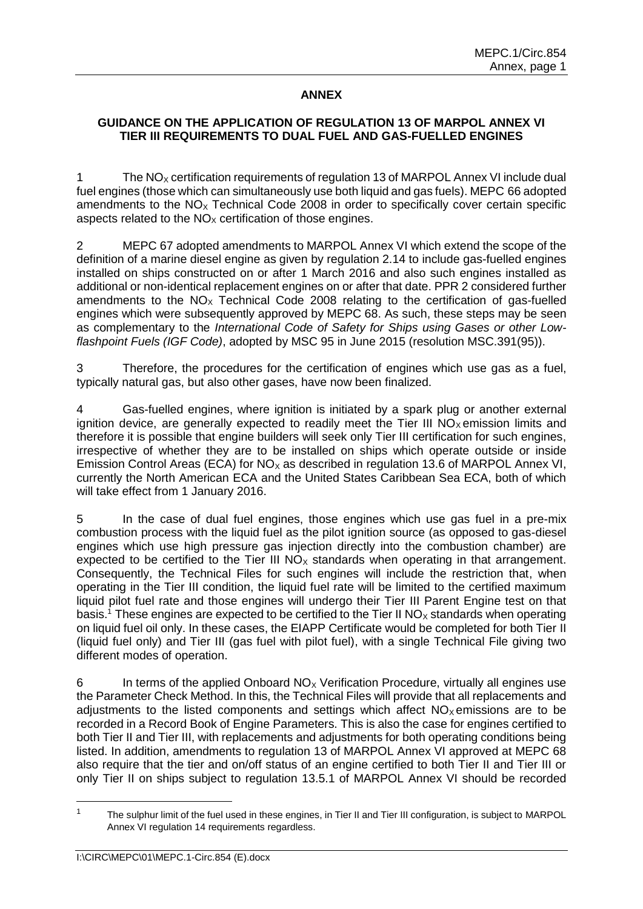**ANNEX**

**GUIDANCE ON THE APPLICATION OF REGULATION 13 OF MARPOL ANNEX VI TIER III REQUIREMENTS TO DUAL FUEL AND GAS-FUELLED ENGINES**

1 The $NO_X$ certification requirements of regulation 13 of MARPOL Annex VI include dual fuel engines (those which can simultaneously use both liquid and gas fuels). MEPC 66 adopted amendments to the $NO_X$ Technical Code 2008 in order to specifically cover certain specific aspects related to the $NO_X$ certification of those engines.

2 MEPC 67 adopted amendments to MARPOL Annex VI which extend the scope of the definition of a marine diesel engine as given by regulation 2.14 to include gas-fuelled engines installed on ships constructed on or after 1 March 2016 and also such engines installed as additional or non-identical replacement engines on or after that date. PPR 2 considered further amendments to the $NO_X$ Technical Code 2008 relating to the certification of gas-fuelled engines which were subsequently approved by MEPC 68. As such, these steps may be seen as complementary to the *International Code of Safety for Ships using Gases or other Low-flashpoint Fuels (IGF Code)*, adopted by MSC 95 in June 2015 (resolution MSC.391(95)).

3 Therefore, the procedures for the certification of engines which use gas as a fuel, typically natural gas, but also other gases, have now been finalized.

4 Gas-fuelled engines, where ignition is initiated by a spark plug or another external ignition device, are generally expected to readily meet the Tier III $NO_X$ emission limits and therefore it is possible that engine builders will seek only Tier III certification for such engines, irrespective of whether they are to be installed on ships which operate outside or inside Emission Control Areas (ECA) for $NO_X$ as described in regulation 13.6 of MARPOL Annex VI, currently the North American ECA and the United States Caribbean Sea ECA, both of which will take effect from 1 January 2016.

5 In the case of dual fuel engines, those engines which use gas fuel in a pre-mix combustion process with the liquid fuel as the pilot ignition source (as opposed to gas-diesel engines which use high pressure gas injection directly into the combustion chamber) are expected to be certified to the Tier III $NO_X$ standards when operating in that arrangement. Consequently, the Technical Files for such engines will include the restriction that, when operating in the Tier III condition, the liquid fuel rate will be limited to the certified maximum liquid pilot fuel rate and those engines will undergo their Tier III Parent Engine test on that basis.[1] These engines are expected to be certified to the Tier II $NO_X$ standards when operating on liquid fuel oil only. In these cases, the EIAPP Certificate would be completed for both Tier II (liquid fuel only) and Tier III (gas fuel with pilot fuel), with a single Technical File giving two different modes of operation.

6 In terms of the applied Onboard $NO_X$ Verification Procedure, virtually all engines use the Parameter Check Method. In this, the Technical Files will provide that all replacements and adjustments to the listed components and settings which affect $NO_X$ emissions are to be recorded in a Record Book of Engine Parameters. This is also the case for engines certified to both Tier II and Tier III, with replacements and adjustments for both operating conditions being listed. In addition, amendments to regulation 13 of MARPOL Annex VI approved at MEPC 68 also require that the tier and on/off status of an engine certified to both Tier II and Tier III or only Tier II on ships subject to regulation 13.5.1 of MARPOL Annex VI should be recorded

---

[1] The sulphur limit of the fuel used in these engines, in Tier II and Tier III configuration, is subject to MARPOL Annex VI regulation 14 requirements regardless.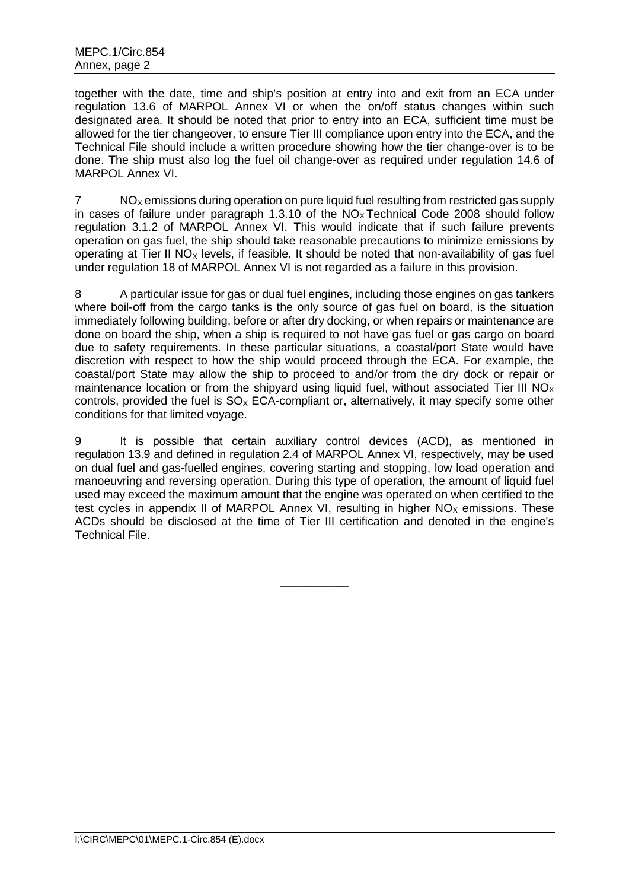together with the date, time and ship's position at entry into and exit from an ECA under regulation 13.6 of MARPOL Annex VI or when the on/off status changes within such designated area. It should be noted that prior to entry into an ECA, sufficient time must be allowed for the tier changeover, to ensure Tier III compliance upon entry into the ECA, and the Technical File should include a written procedure showing how the tier change-over is to be done. The ship must also log the fuel oil change-over as required under regulation 14.6 of MARPOL Annex VI.

7 $NO_X$ emissions during operation on pure liquid fuel resulting from restricted gas supply in cases of failure under paragraph 1.3.10 of the $NO_X$ Technical Code 2008 should follow regulation 3.1.2 of MARPOL Annex VI. This would indicate that if such failure prevents operation on gas fuel, the ship should take reasonable precautions to minimize emissions by operating at Tier II $NO_X$ levels, if feasible. It should be noted that non-availability of gas fuel under regulation 18 of MARPOL Annex VI is not regarded as a failure in this provision.

8 A particular issue for gas or dual fuel engines, including those engines on gas tankers where boil-off from the cargo tanks is the only source of gas fuel on board, is the situation immediately following building, before or after dry docking, or when repairs or maintenance are done on board the ship, when a ship is required to not have gas fuel or gas cargo on board due to safety requirements. In these particular situations, a coastal/port State would have discretion with respect to how the ship would proceed through the ECA. For example, the coastal/port State may allow the ship to proceed to and/or from the dry dock or repair or maintenance location or from the shipyard using liquid fuel, without associated Tier III $NO_X$ controls, provided the fuel is $SO_X$ ECA-compliant or, alternatively, it may specify some other conditions for that limited voyage.

9 It is possible that certain auxiliary control devices (ACD), as mentioned in regulation 13.9 and defined in regulation 2.4 of MARPOL Annex VI, respectively, may be used on dual fuel and gas-fuelled engines, covering starting and stopping, low load operation and manoeuvring and reversing operation. During this type of operation, the amount of liquid fuel used may exceed the maximum amount that the engine was operated on when certified to the test cycles in appendix II of MARPOL Annex VI, resulting in higher $NO_X$ emissions. These ACDs should be disclosed at the time of Tier III certification and denoted in the engine's Technical File.

\_\_\_\_\_\_\_\_\_\_\_